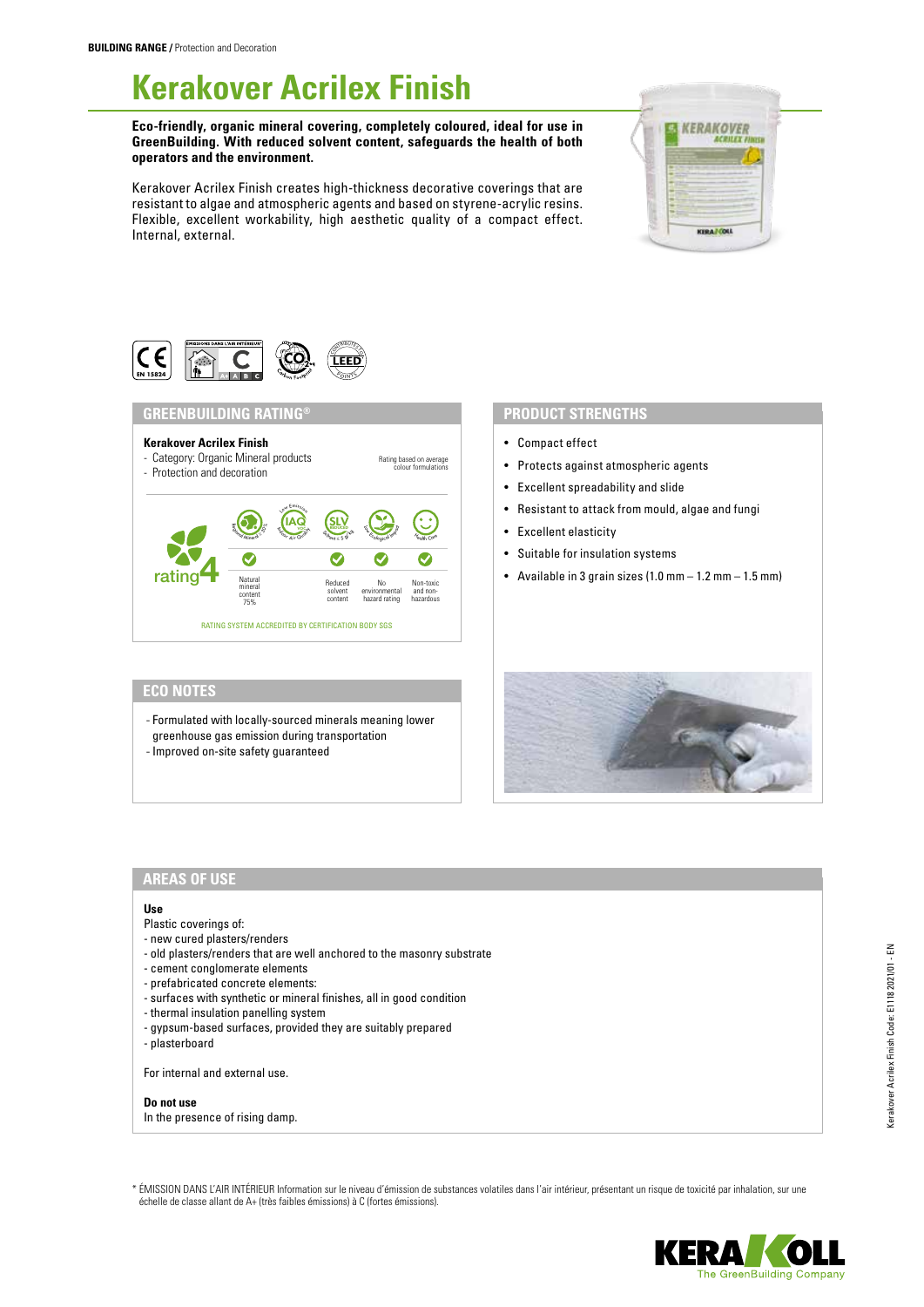**BUILDING RANGE /** Protection and Decoration

# Kerakover Acrilex Finish

**Eco-friendly, organic mineral covering, completely coloured, ideal for use in GreenBuilding. With reduced solvent content, safeguards the health of both operators and the environment.**

Kerakover Acrilex Finish creates high-thickness decorative coverings that are resistant to algae and atmospheric agents and based on styrene-acrylic resins. Flexible, excellent workability, high aesthetic quality of a compact effect. Internal, external.

## GREENBUILDING RATING®

**Kerakover Acrilex Finish**
- Category: Organic Mineral products
- Protection and decoration

Rating based on average colour formulations

rating 4

| Natural mineral content 75% | Reduced solvent content | No environmental hazard rating | Non-toxic and non-hazardous |
|---|---|---|---|
| ✓ | ✓ | ✓ | ✓ |

RATING SYSTEM ACCREDITED BY CERTIFICATION BODY SGS

## PRODUCT STRENGTHS

- Compact effect
- Protects against atmospheric agents
- Excellent spreadability and slide
- Resistant to attack from mould, algae and fungi
- Excellent elasticity
- Suitable for insulation systems
- Available in 3 grain sizes (1.0 mm – 1.2 mm – 1.5 mm)

## ECO NOTES

- Formulated with locally-sourced minerals meaning lower greenhouse gas emission during transportation
- Improved on-site safety guaranteed

## AREAS OF USE

**Use**

Plastic coverings of:
- new cured plasters/renders
- old plasters/renders that are well anchored to the masonry substrate
- cement conglomerate elements
- prefabricated concrete elements:
- surfaces with synthetic or mineral finishes, all in good condition
- thermal insulation panelling system
- gypsum-based surfaces, provided they are suitably prepared
- plasterboard

For internal and external use.

**Do not use**

In the presence of rising damp.

\* ÉMISSION DANS L'AIR INTÉRIEUR Information sur le niveau d'émission de substances volatiles dans l'air intérieur, présentant un risque de toxicité par inhalation, sur une échelle de classe allant de A+ (très faibles émissions) à C (fortes émissions).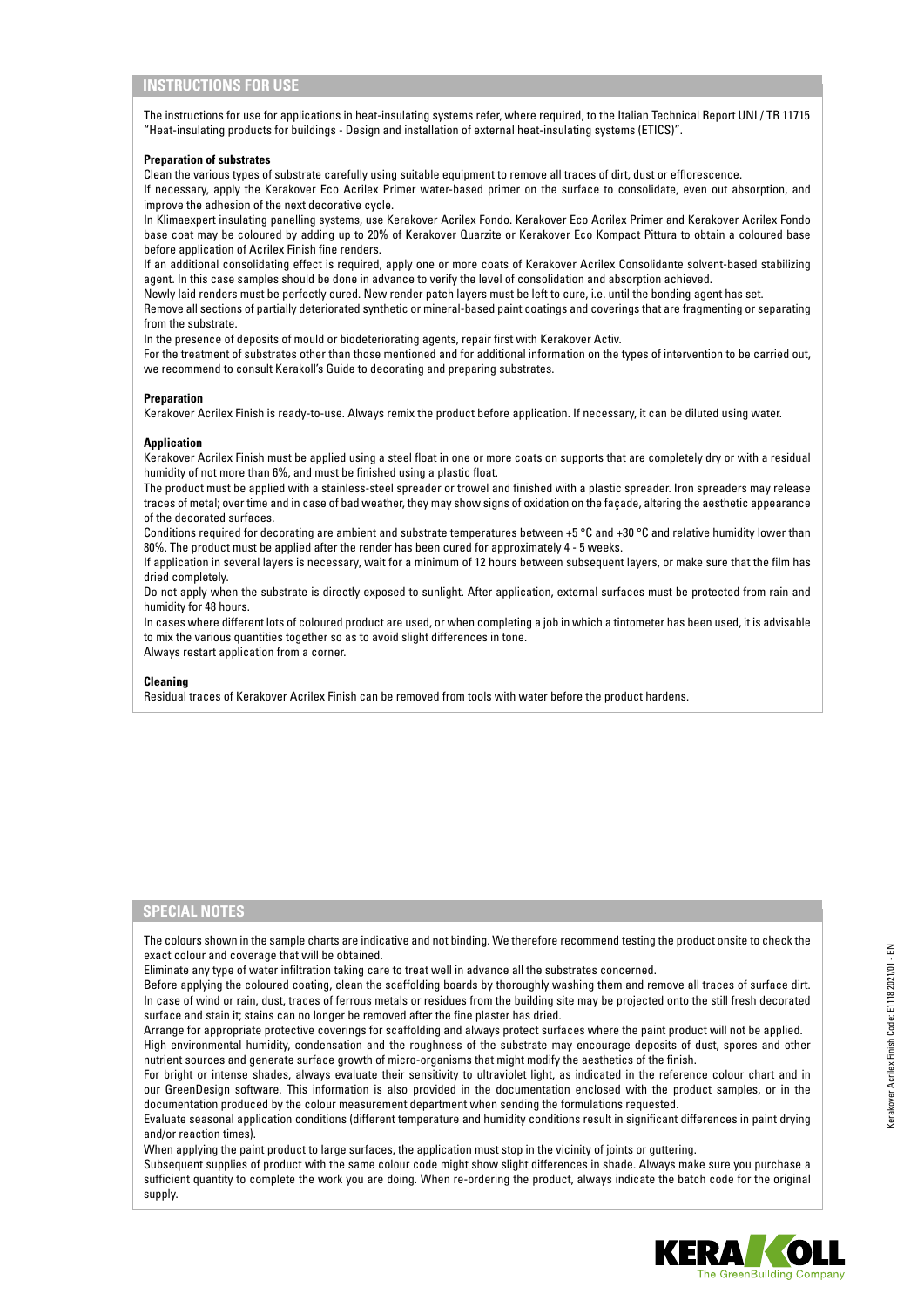## INSTRUCTIONS FOR USE

The instructions for use for applications in heat-insulating systems refer, where required, to the Italian Technical Report UNI / TR 11715 "Heat-insulating products for buildings - Design and installation of external heat-insulating systems (ETICS)".

**Preparation of substrates**

Clean the various types of substrate carefully using suitable equipment to remove all traces of dirt, dust or efflorescence.

If necessary, apply the Kerakover Eco Acrilex Primer water-based primer on the surface to consolidate, even out absorption, and improve the adhesion of the next decorative cycle.

In Klimaexpert insulating panelling systems, use Kerakover Acrilex Fondo. Kerakover Eco Acrilex Primer and Kerakover Acrilex Fondo base coat may be coloured by adding up to 20% of Kerakover Quarzite or Kerakover Eco Kompact Pittura to obtain a coloured base before application of Acrilex Finish fine renders.

If an additional consolidating effect is required, apply one or more coats of Kerakover Acrilex Consolidante solvent-based stabilizing agent. In this case samples should be done in advance to verify the level of consolidation and absorption achieved.

Newly laid renders must be perfectly cured. New render patch layers must be left to cure, i.e. until the bonding agent has set.

Remove all sections of partially deteriorated synthetic or mineral-based paint coatings and coverings that are fragmenting or separating from the substrate.

In the presence of deposits of mould or biodeteriorating agents, repair first with Kerakover Activ.

For the treatment of substrates other than those mentioned and for additional information on the types of intervention to be carried out, we recommend to consult Kerakoll's Guide to decorating and preparing substrates.

**Preparation**

Kerakover Acrilex Finish is ready-to-use. Always remix the product before application. If necessary, it can be diluted using water.

**Application**

Kerakover Acrilex Finish must be applied using a steel float in one or more coats on supports that are completely dry or with a residual humidity of not more than 6%, and must be finished using a plastic float.

The product must be applied with a stainless-steel spreader or trowel and finished with a plastic spreader. Iron spreaders may release traces of metal; over time and in case of bad weather, they may show signs of oxidation on the façade, altering the aesthetic appearance of the decorated surfaces.

Conditions required for decorating are ambient and substrate temperatures between +5 °C and +30 °C and relative humidity lower than 80%. The product must be applied after the render has been cured for approximately 4 - 5 weeks.

If application in several layers is necessary, wait for a minimum of 12 hours between subsequent layers, or make sure that the film has dried completely.

Do not apply when the substrate is directly exposed to sunlight. After application, external surfaces must be protected from rain and humidity for 48 hours.

In cases where different lots of coloured product are used, or when completing a job in which a tintometer has been used, it is advisable to mix the various quantities together so as to avoid slight differences in tone.

Always restart application from a corner.

**Cleaning**

Residual traces of Kerakover Acrilex Finish can be removed from tools with water before the product hardens.

## SPECIAL NOTES

The colours shown in the sample charts are indicative and not binding. We therefore recommend testing the product onsite to check the exact colour and coverage that will be obtained.

Eliminate any type of water infiltration taking care to treat well in advance all the substrates concerned.

Before applying the coloured coating, clean the scaffolding boards by thoroughly washing them and remove all traces of surface dirt. In case of wind or rain, dust, traces of ferrous metals or residues from the building site may be projected onto the still fresh decorated surface and stain it; stains can no longer be removed after the fine plaster has dried.

Arrange for appropriate protective coverings for scaffolding and always protect surfaces where the paint product will not be applied.

High environmental humidity, condensation and the roughness of the substrate may encourage deposits of dust, spores and other nutrient sources and generate surface growth of micro-organisms that might modify the aesthetics of the finish.

For bright or intense shades, always evaluate their sensitivity to ultraviolet light, as indicated in the reference colour chart and in our GreenDesign software. This information is also provided in the documentation enclosed with the product samples, or in the documentation produced by the colour measurement department when sending the formulations requested.

Evaluate seasonal application conditions (different temperature and humidity conditions result in significant differences in paint drying and/or reaction times).

When applying the paint product to large surfaces, the application must stop in the vicinity of joints or guttering.

Subsequent supplies of product with the same colour code might show slight differences in shade. Always make sure you purchase a sufficient quantity to complete the work you are doing. When re-ordering the product, always indicate the batch code for the original supply.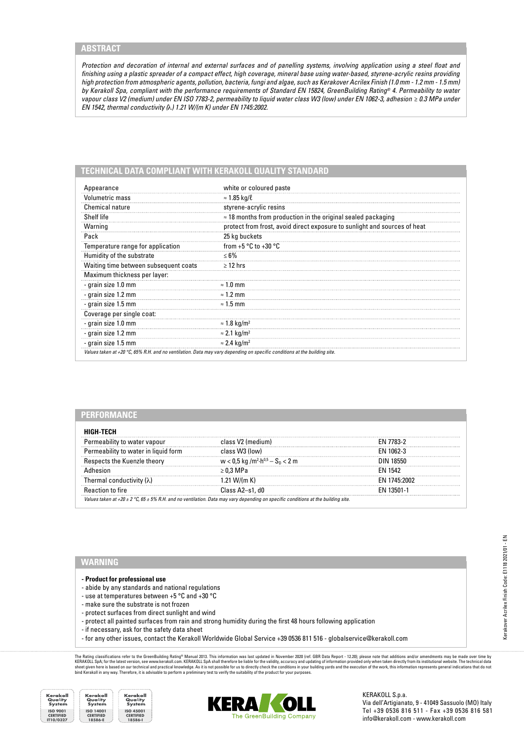## ABSTRACT

*Protection and decoration of internal and external surfaces and of panelling systems, involving application using a steel float and finishing using a plastic spreader of a compact effect, high coverage, mineral base using water-based, styrene-acrylic resins providing high protection from atmospheric agents, pollution, bacteria, fungi and algae, such as Kerakover Acrilex Finish (1.0 mm - 1.2 mm - 1.5 mm) by Kerakoll Spa, compliant with the performance requirements of Standard EN 15824, GreenBuilding Rating® 4. Permeability to water vapour class V2 (medium) under EN ISO 7783-2, permeability to liquid water class W3 (low) under EN 1062-3, adhesion ≥ 0.3 MPa under EN 1542, thermal conductivity (λ) 1.21 W/(m K) under EN 1745:2002.*

## TECHNICAL DATA COMPLIANT WITH KERAKOLL QUALITY STANDARD

| | |
|---|---|
| Appearance | white or coloured paste |
| Volumetric mass | ≈ 1.85 kg/ℓ |
| Chemical nature | styrene-acrylic resins |
| Shelf life | ≈ 18 months from production in the original sealed packaging |
| Warning | protect from frost, avoid direct exposure to sunlight and sources of heat |
| Pack | 25 kg buckets |
| Temperature range for application | from +5 °C to +30 °C |
| Humidity of the substrate | ≤ 6% |
| Waiting time between subsequent coats | ≥ 12 hrs |
| Maximum thickness per layer: | |
| - grain size 1.0 mm | ≈ 1.0 mm |
| - grain size 1.2 mm | ≈ 1.2 mm |
| - grain size 1.5 mm | ≈ 1.5 mm |
| Coverage per single coat: | |
| - grain size 1.0 mm | ≈ 1.8 kg/m² |
| - grain size 1.2 mm | ≈ 2.1 kg/m² |
| - grain size 1.5 mm | ≈ 2.4 kg/m² |

*Values taken at +20 °C, 65% R.H. and no ventilation. Data may vary depending on specific conditions at the building site.*

## PERFORMANCE

**HIGH-TECH**

| | | |
|---|---|---|
| Permeability to water vapour | class V2 (medium) | EN 7783-2 |
| Permeability to water in liquid form | class W3 (low) | EN 1062-3 |
| Respects the Kuenzle theory | $w < 0{,}5\ kg/m^2 \cdot h^{0{,}5} - S_D < 2\ m$ | DIN 18550 |
| Adhesion | ≥ 0,3 MPa | EN 1542 |
| Thermal conductivity (λ) | 1.21 W/(m K) | EN 1745:2002 |
| Reaction to fire | Class A2–s1, d0 | EN 13501-1 |

*Values taken at +20 ± 2 °C, 65 ± 5% R.H. and no ventilation. Data may vary depending on specific conditions at the building site.*

## WARNING

- **Product for professional use**
- abide by any standards and national regulations
- use at temperatures between +5 °C and +30 °C
- make sure the substrate is not frozen
- protect surfaces from direct sunlight and wind
- protect all painted surfaces from rain and strong humidity during the first 48 hours following application
- if necessary, ask for the safety data sheet
- for any other issues, contact the Kerakoll Worldwide Global Service +39 0536 811 516 - globalservice@kerakoll.com

The Rating classifications refer to the GreenBuilding Rating® Manual 2013. This information was last updated in November 2020 (ref. GBR Data Report - 12.20); please note that additions and/or amendments may be made over time by KERAKOLL SpA; for the latest version, see www.kerakoll.com. KERAKOLL SpA shall therefore be liable for the validity, accuracy and updating of information provided only when taken directly from its institutional website. The technical data sheet given here is based on our technical and practical knowledge. As it is not possible for us to directly check the conditions in your building yards and the execution of the work, this information represents general indications that do not bind Kerakoll in any way. Therefore, it is advisable to perform a preliminary test to verify the suitability of the product for your purposes.

Kerakoll Quality System ISO 9001 CERTIFIED IT10/0327 | Kerakoll Quality System ISO 14001 CERTIFIED 18586-E | Kerakoll Quality System ISO 45001 CERTIFIED 18586-I

KERAKOLL The GreenBuilding Company

KERAKOLL S.p.a.
Via dell'Artigianato, 9 - 41049 Sassuolo (MO) Italy
Tel +39 0536 816 511 - Fax +39 0536 816 581
info@kerakoll.com - www.kerakoll.com

Kerakover Acrilex Finish Code: E1118 2021/01 - EN